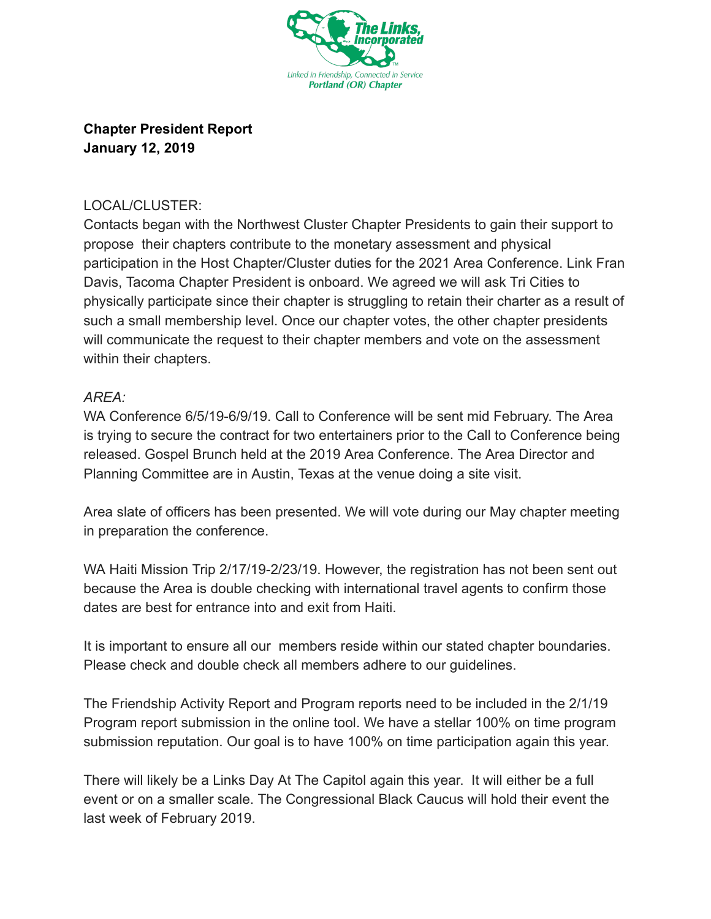The Links, Incorporated

Linked in Friendship, Connected in Service
Portland (OR) Chapter

**Chapter President Report**
**January 12, 2019**

LOCAL/CLUSTER:
Contacts began with the Northwest Cluster Chapter Presidents to gain their support to propose their chapters contribute to the monetary assessment and physical participation in the Host Chapter/Cluster duties for the 2021 Area Conference. Link Fran Davis, Tacoma Chapter President is onboard. We agreed we will ask Tri Cities to physically participate since their chapter is struggling to retain their charter as a result of such a small membership level. Once our chapter votes, the other chapter presidents will communicate the request to their chapter members and vote on the assessment within their chapters.

*AREA:*
WA Conference 6/5/19-6/9/19. Call to Conference will be sent mid February. The Area is trying to secure the contract for two entertainers prior to the Call to Conference being released. Gospel Brunch held at the 2019 Area Conference. The Area Director and Planning Committee are in Austin, Texas at the venue doing a site visit.

Area slate of officers has been presented. We will vote during our May chapter meeting in preparation the conference.

WA Haiti Mission Trip 2/17/19-2/23/19. However, the registration has not been sent out because the Area is double checking with international travel agents to confirm those dates are best for entrance into and exit from Haiti.

It is important to ensure all our members reside within our stated chapter boundaries. Please check and double check all members adhere to our guidelines.

The Friendship Activity Report and Program reports need to be included in the 2/1/19 Program report submission in the online tool. We have a stellar 100% on time program submission reputation. Our goal is to have 100% on time participation again this year.

There will likely be a Links Day At The Capitol again this year. It will either be a full event or on a smaller scale. The Congressional Black Caucus will hold their event the last week of February 2019.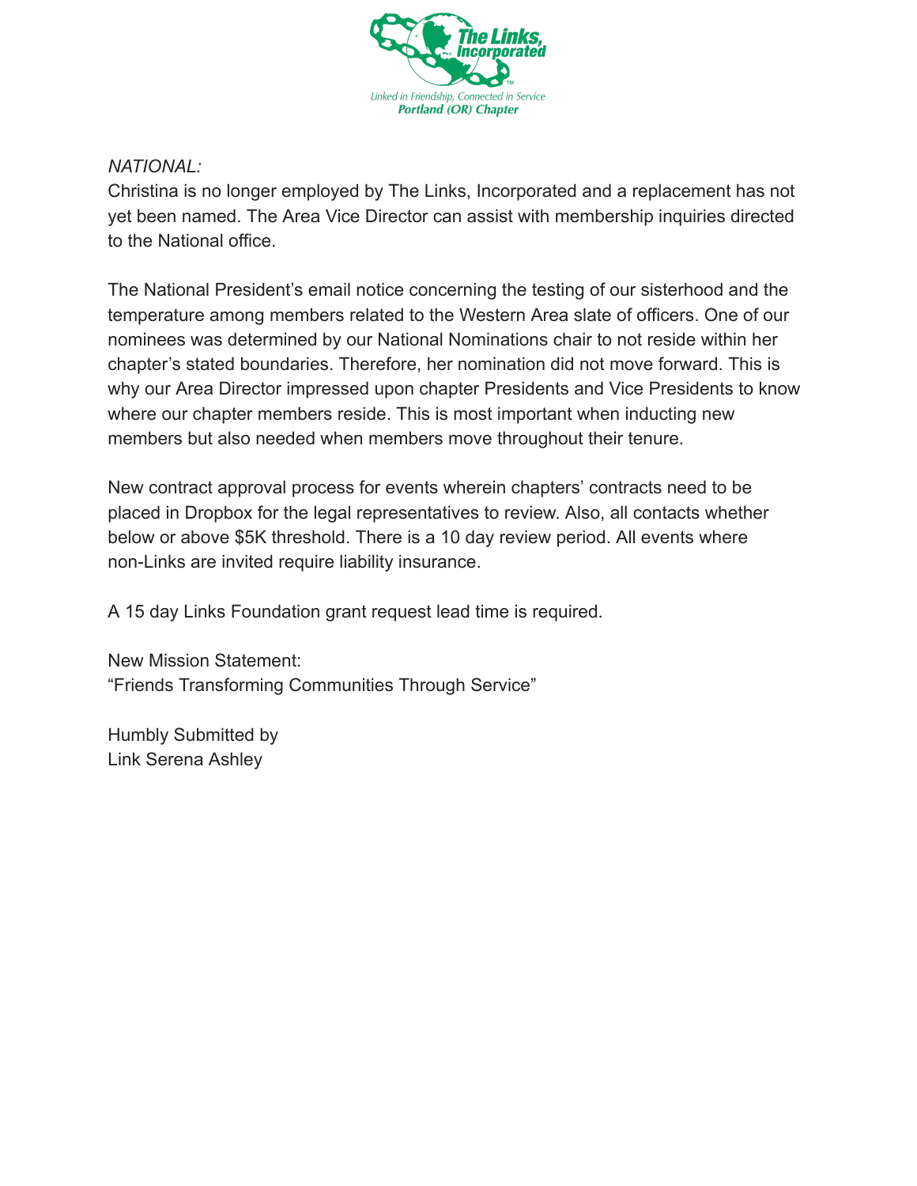The Links, Incorporated

Linked in Friendship, Connected in Service

Portland (OR) Chapter

*NATIONAL:*

Christina is no longer employed by The Links, Incorporated and a replacement has not yet been named. The Area Vice Director can assist with membership inquiries directed to the National office.

The National President's email notice concerning the testing of our sisterhood and the temperature among members related to the Western Area slate of officers. One of our nominees was determined by our National Nominations chair to not reside within her chapter's stated boundaries. Therefore, her nomination did not move forward. This is why our Area Director impressed upon chapter Presidents and Vice Presidents to know where our chapter members reside. This is most important when inducting new members but also needed when members move throughout their tenure.

New contract approval process for events wherein chapters' contracts need to be placed in Dropbox for the legal representatives to review. Also, all contacts whether below or above $5K threshold. There is a 10 day review period. All events where non-Links are invited require liability insurance.

A 15 day Links Foundation grant request lead time is required.

New Mission Statement:
"Friends Transforming Communities Through Service"

Humbly Submitted by
Link Serena Ashley